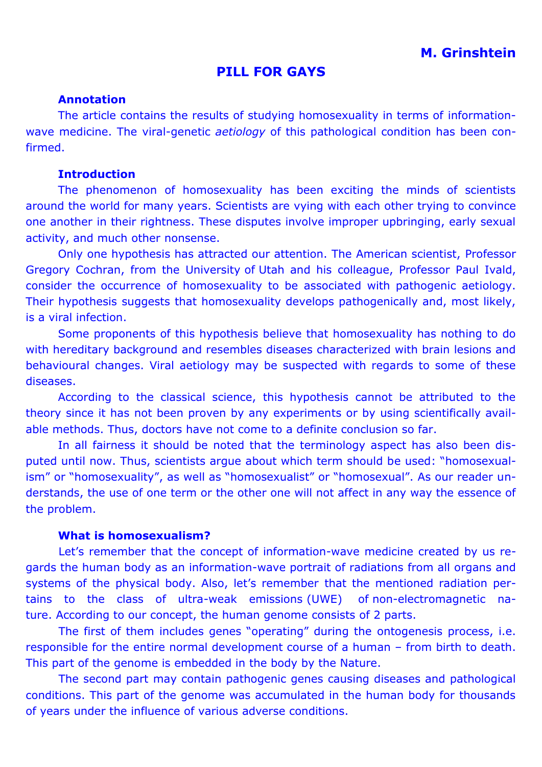**M. Grinshtein**

# PILL FOR GAYS

### Annotation

The article contains the results of studying homosexuality in terms of information-wave medicine. The viral-genetic *aetiology* of this pathological condition has been confirmed.

### Introduction

The phenomenon of homosexuality has been exciting the minds of scientists around the world for many years. Scientists are vying with each other trying to convince one another in their rightness. These disputes involve improper upbringing, early sexual activity, and much other nonsense.

Only one hypothesis has attracted our attention. The American scientist, Professor Gregory Cochran, from the University of Utah and his colleague, Professor Paul Ivald, consider the occurrence of homosexuality to be associated with pathogenic aetiology. Their hypothesis suggests that homosexuality develops pathogenically and, most likely, is a viral infection.

Some proponents of this hypothesis believe that homosexuality has nothing to do with hereditary background and resembles diseases characterized with brain lesions and behavioural changes. Viral aetiology may be suspected with regards to some of these diseases.

According to the classical science, this hypothesis cannot be attributed to the theory since it has not been proven by any experiments or by using scientifically available methods. Thus, doctors have not come to a definite conclusion so far.

In all fairness it should be noted that the terminology aspect has also been disputed until now. Thus, scientists argue about which term should be used: "homosexualism" or "homosexuality", as well as "homosexualist" or "homosexual". As our reader understands, the use of one term or the other one will not affect in any way the essence of the problem.

### What is homosexualism?

Let's remember that the concept of information-wave medicine created by us regards the human body as an information-wave portrait of radiations from all organs and systems of the physical body. Also, let's remember that the mentioned radiation pertains to the class of ultra-weak emissions (UWE) of non-electromagnetic nature. According to our concept, the human genome consists of 2 parts.

The first of them includes genes "operating" during the ontogenesis process, i.e. responsible for the entire normal development course of a human – from birth to death. This part of the genome is embedded in the body by the Nature.

The second part may contain pathogenic genes causing diseases and pathological conditions. This part of the genome was accumulated in the human body for thousands of years under the influence of various adverse conditions.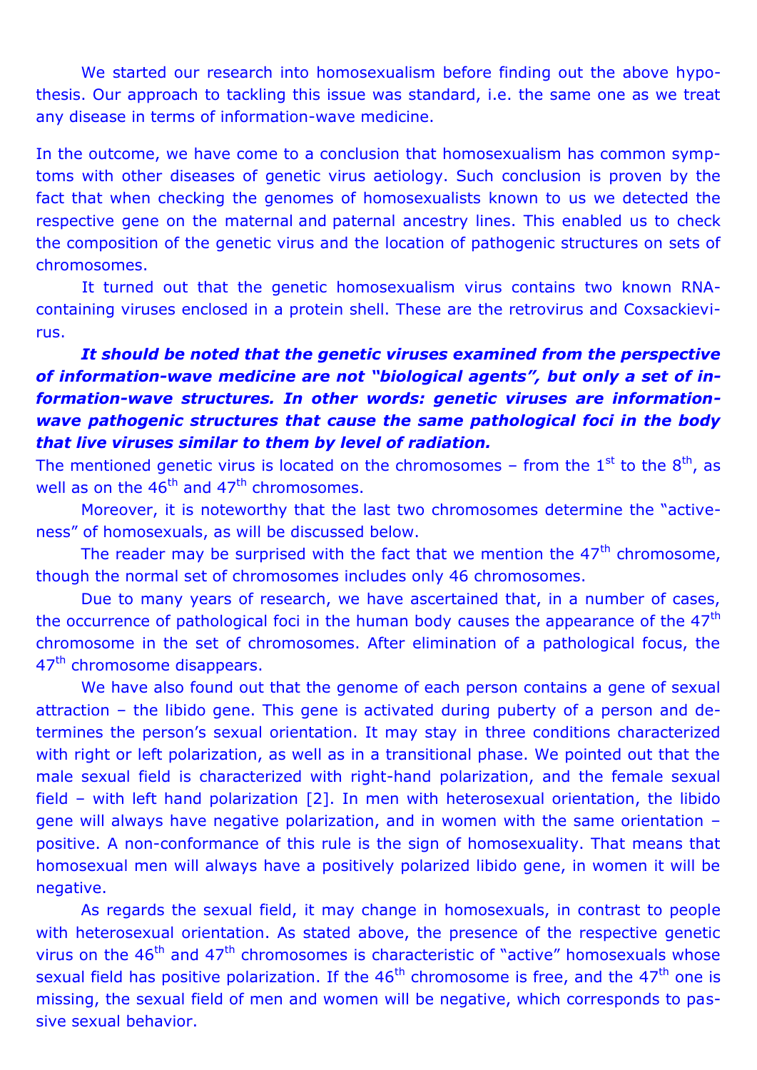We started our research into homosexualism before finding out the above hypothesis. Our approach to tackling this issue was standard, i.e. the same one as we treat any disease in terms of information-wave medicine.

In the outcome, we have come to a conclusion that homosexualism has common symptoms with other diseases of genetic virus aetiology. Such conclusion is proven by the fact that when checking the genomes of homosexualists known to us we detected the respective gene on the maternal and paternal ancestry lines. This enabled us to check the composition of the genetic virus and the location of pathogenic structures on sets of chromosomes.

It turned out that the genetic homosexualism virus contains two known RNA-containing viruses enclosed in a protein shell. These are the retrovirus and Coxsackievirus.

***It should be noted that the genetic viruses examined from the perspective of information-wave medicine are not "biological agents", but only a set of information-wave structures. In other words: genetic viruses are information-wave pathogenic structures that cause the same pathological foci in the body that live viruses similar to them by level of radiation.***

The mentioned genetic virus is located on the chromosomes – from the 1st to the 8th, as well as on the 46th and 47th chromosomes.

Moreover, it is noteworthy that the last two chromosomes determine the "activeness" of homosexuals, as will be discussed below.

The reader may be surprised with the fact that we mention the 47th chromosome, though the normal set of chromosomes includes only 46 chromosomes.

Due to many years of research, we have ascertained that, in a number of cases, the occurrence of pathological foci in the human body causes the appearance of the 47th chromosome in the set of chromosomes. After elimination of a pathological focus, the 47th chromosome disappears.

We have also found out that the genome of each person contains a gene of sexual attraction – the libido gene. This gene is activated during puberty of a person and determines the person's sexual orientation. It may stay in three conditions characterized with right or left polarization, as well as in a transitional phase. We pointed out that the male sexual field is characterized with right-hand polarization, and the female sexual field – with left hand polarization [2]. In men with heterosexual orientation, the libido gene will always have negative polarization, and in women with the same orientation – positive. A non-conformance of this rule is the sign of homosexuality. That means that homosexual men will always have a positively polarized libido gene, in women it will be negative.

As regards the sexual field, it may change in homosexuals, in contrast to people with heterosexual orientation. As stated above, the presence of the respective genetic virus on the 46th and 47th chromosomes is characteristic of "active" homosexuals whose sexual field has positive polarization. If the 46th chromosome is free, and the 47th one is missing, the sexual field of men and women will be negative, which corresponds to passive sexual behavior.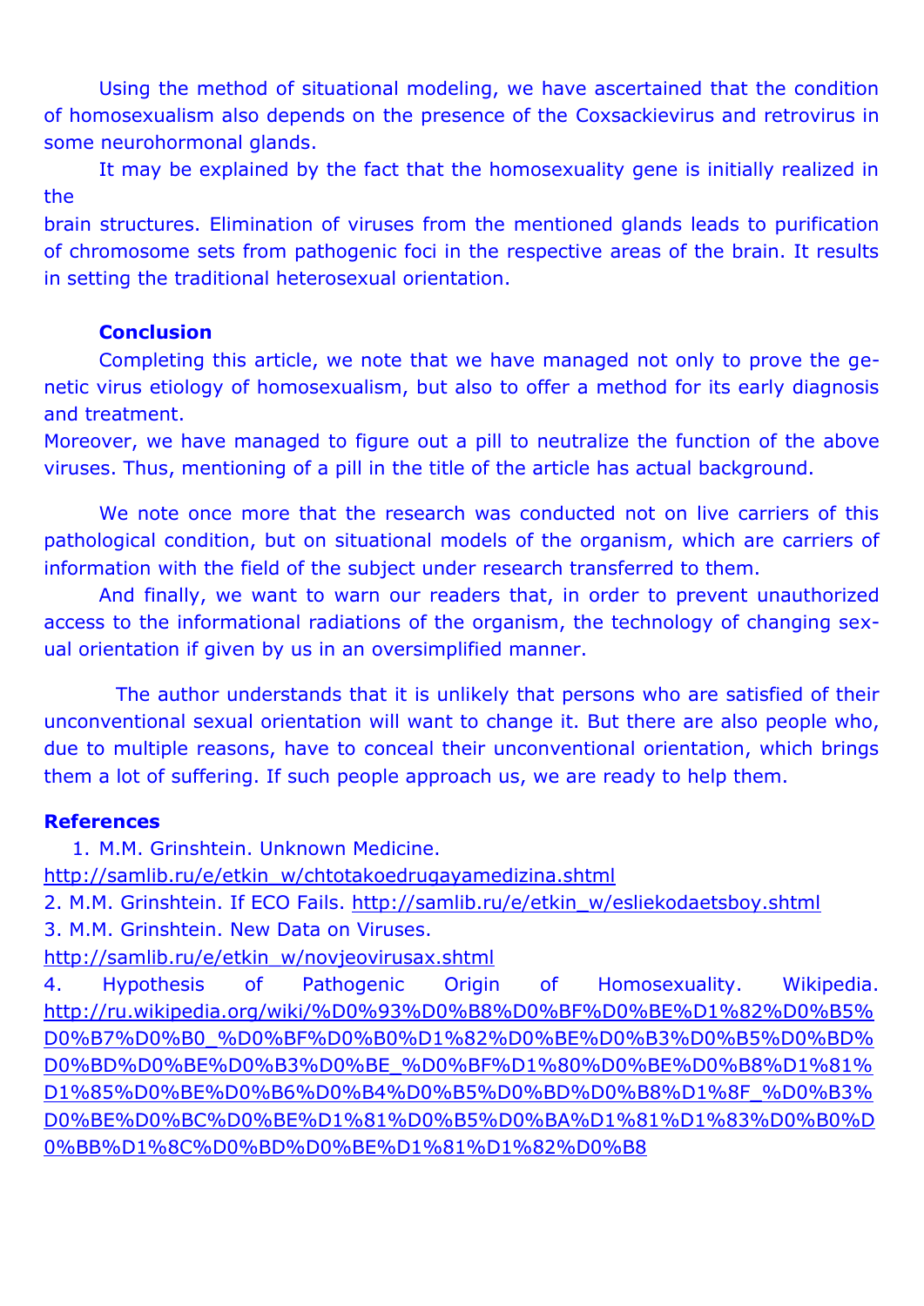Using the method of situational modeling, we have ascertained that the condition of homosexualism also depends on the presence of the Coxsackievirus and retrovirus in some neurohormonal glands.

It may be explained by the fact that the homosexuality gene is initially realized in the
brain structures. Elimination of viruses from the mentioned glands leads to purification of chromosome sets from pathogenic foci in the respective areas of the brain. It results in setting the traditional heterosexual orientation.

**Conclusion**

Completing this article, we note that we have managed not only to prove the genetic virus etiology of homosexualism, but also to offer a method for its early diagnosis and treatment.
Moreover, we have managed to figure out a pill to neutralize the function of the above viruses. Thus, mentioning of a pill in the title of the article has actual background.

We note once more that the research was conducted not on live carriers of this pathological condition, but on situational models of the organism, which are carriers of information with the field of the subject under research transferred to them.

And finally, we want to warn our readers that, in order to prevent unauthorized access to the informational radiations of the organism, the technology of changing sexual orientation if given by us in an oversimplified manner.

The author understands that it is unlikely that persons who are satisfied of their unconventional sexual orientation will want to change it. But there are also people who, due to multiple reasons, have to conceal their unconventional orientation, which brings them a lot of suffering. If such people approach us, we are ready to help them.

**References**

1. M.M. Grinshtein. Unknown Medicine. http://samlib.ru/e/etkin_w/chtotakoedrugayamedizina.shtml
2. M.M. Grinshtein. If ECO Fails. http://samlib.ru/e/etkin_w/esliekodaetsboy.shtml
3. M.M. Grinshtein. New Data on Viruses. http://samlib.ru/e/etkin_w/novjeovirusax.shtml
4. Hypothesis of Pathogenic Origin of Homosexuality. Wikipedia. http://ru.wikipedia.org/wiki/%D0%93%D0%B8%D0%BF%D0%BE%D1%82%D0%B5%D0%B7%D0%B0_%D0%BF%D0%B0%D1%82%D0%BE%D0%B3%D0%B5%D0%BD%D0%BD%D0%BE%D0%B3%D0%BE_%D0%BF%D1%80%D0%BE%D0%B8%D1%81%D1%85%D0%BE%D0%B6%D0%B4%D0%B5%D0%BD%D0%B8%D1%8F_%D0%B3%D0%BE%D0%BC%D0%BE%D1%81%D0%B5%D0%BA%D1%81%D1%83%D0%B0%D0%BB%D1%8C%D0%BD%D0%BE%D1%81%D1%82%D0%B8